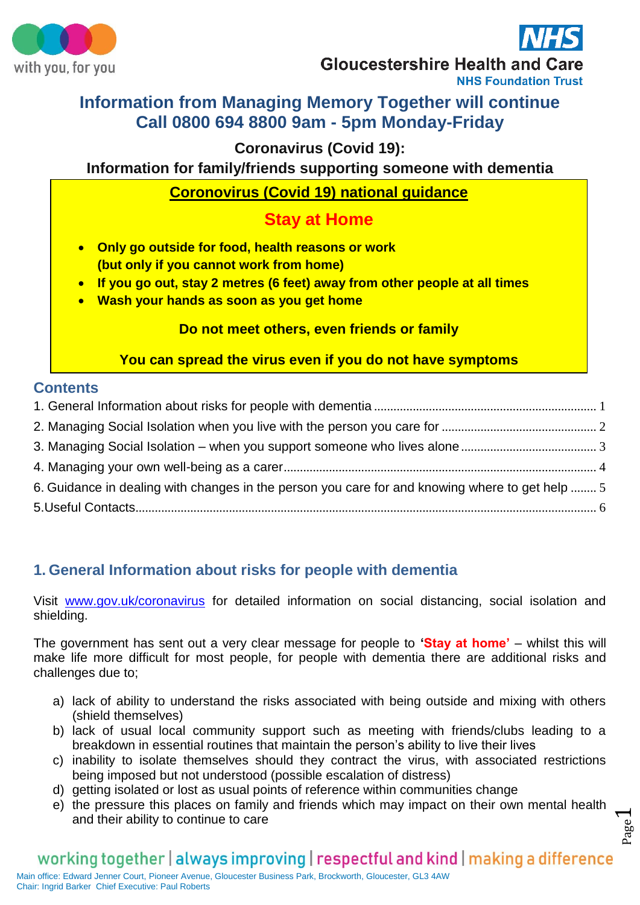with you, for you

**Gloucestershire Health and Care**
**NHS Foundation Trust**

## Information from Managing Memory Together will continue
## Call 0800 694 8800 9am - 5pm Monday-Friday

**Coronavirus (Covid 19):**

**Information for family/friends supporting someone with dementia**

**Coronovirus (Covid 19) national guidance**

**Stay at Home**

- **Only go outside for food, health reasons or work (but only if you cannot work from home)**
- **If you go out, stay 2 metres (6 feet) away from other people at all times**
- **Wash your hands as soon as you get home**

**Do not meet others, even friends or family**

**You can spread the virus even if you do not have symptoms**

## Contents

1. General Information about risks for people with dementia ..... 1
2. Managing Social Isolation when you live with the person you care for ..... 2
3. Managing Social Isolation – when you support someone who lives alone ..... 3
4. Managing your own well-being as a carer ..... 4
6. Guidance in dealing with changes in the person you care for and knowing where to get help ..... 5
5.Useful Contacts ..... 6

## 1. General Information about risks for people with dementia

Visit www.gov.uk/coronavirus for detailed information on social distancing, social isolation and shielding.

The government has sent out a very clear message for people to **'Stay at home'** – whilst this will make life more difficult for most people, for people with dementia there are additional risks and challenges due to;

a) lack of ability to understand the risks associated with being outside and mixing with others (shield themselves)
b) lack of usual local community support such as meeting with friends/clubs leading to a breakdown in essential routines that maintain the person's ability to live their lives
c) inability to isolate themselves should they contract the virus, with associated restrictions being imposed but not understood (possible escalation of distress)
d) getting isolated or lost as usual points of reference within communities change
e) the pressure this places on family and friends which may impact on their own mental health and their ability to continue to care

working together | always improving | respectful and kind | making a difference

Main office: Edward Jenner Court, Pioneer Avenue, Gloucester Business Park, Brockworth, Gloucester, GL3 4AW
Chair: Ingrid Barker Chief Executive: Paul Roberts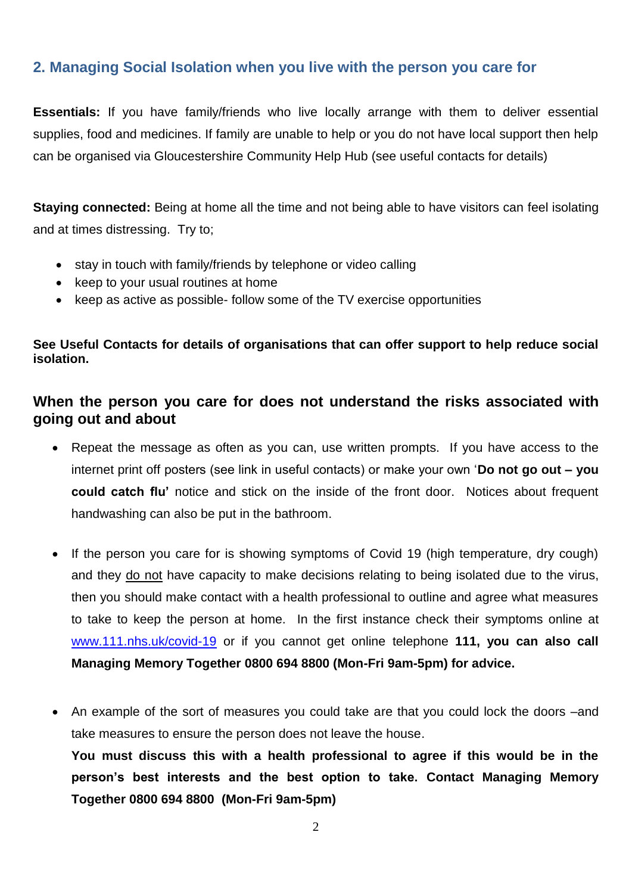## 2. Managing Social Isolation when you live with the person you care for

**Essentials:** If you have family/friends who live locally arrange with them to deliver essential supplies, food and medicines. If family are unable to help or you do not have local support then help can be organised via Gloucestershire Community Help Hub (see useful contacts for details)

**Staying connected:** Being at home all the time and not being able to have visitors can feel isolating and at times distressing. Try to;

- stay in touch with family/friends by telephone or video calling
- keep to your usual routines at home
- keep as active as possible- follow some of the TV exercise opportunities

**See Useful Contacts for details of organisations that can offer support to help reduce social isolation.**

### When the person you care for does not understand the risks associated with going out and about

- Repeat the message as often as you can, use written prompts. If you have access to the internet print off posters (see link in useful contacts) or make your own '**Do not go out – you could catch flu'** notice and stick on the inside of the front door. Notices about frequent handwashing can also be put in the bathroom.

- If the person you care for is showing symptoms of Covid 19 (high temperature, dry cough) and they <u>do not</u> have capacity to make decisions relating to being isolated due to the virus, then you should make contact with a health professional to outline and agree what measures to take to keep the person at home. In the first instance check their symptoms online at www.111.nhs.uk/covid-19 or if you cannot get online telephone **111, you can also call Managing Memory Together 0800 694 8800 (Mon-Fri 9am-5pm) for advice.**

- An example of the sort of measures you could take are that you could lock the doors –and take measures to ensure the person does not leave the house.
  **You must discuss this with a health professional to agree if this would be in the person's best interests and the best option to take. Contact Managing Memory Together 0800 694 8800 (Mon-Fri 9am-5pm)**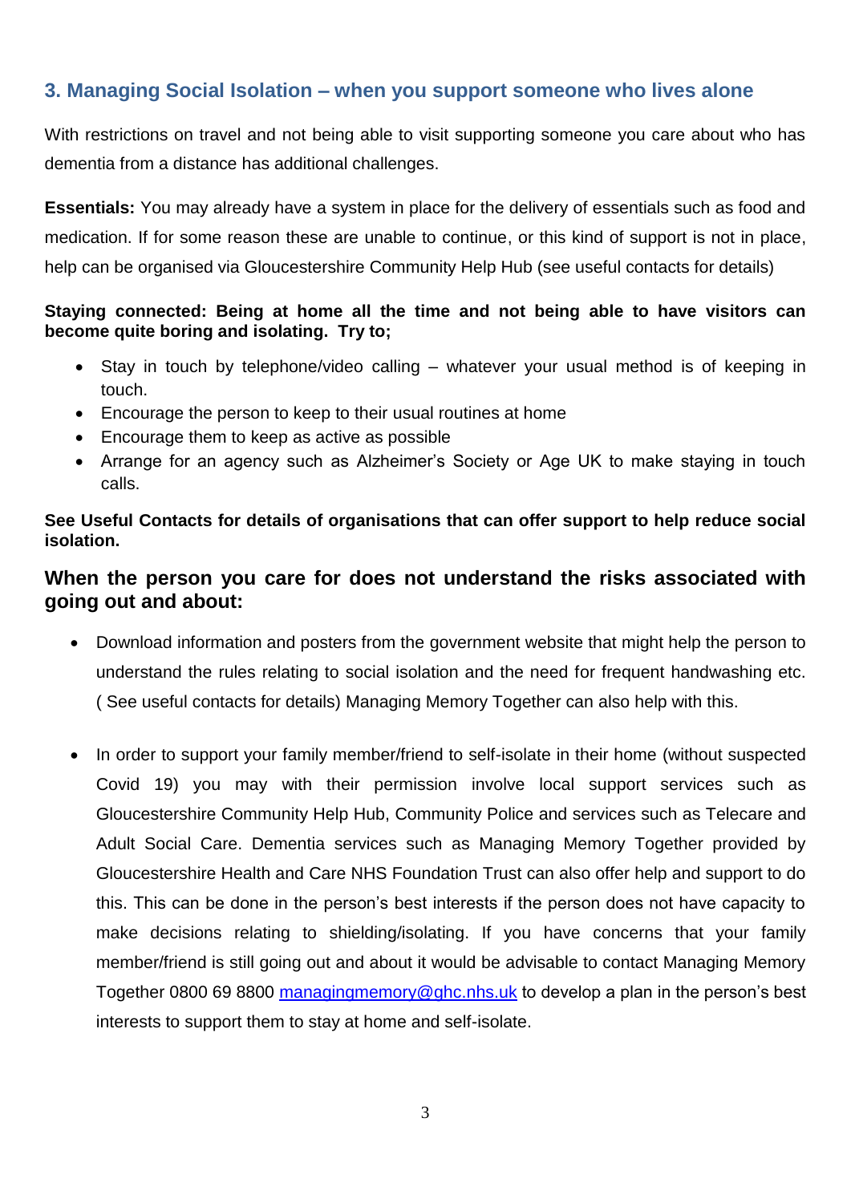## 3. Managing Social Isolation – when you support someone who lives alone

With restrictions on travel and not being able to visit supporting someone you care about who has dementia from a distance has additional challenges.

**Essentials:** You may already have a system in place for the delivery of essentials such as food and medication. If for some reason these are unable to continue, or this kind of support is not in place, help can be organised via Gloucestershire Community Help Hub (see useful contacts for details)

**Staying connected: Being at home all the time and not being able to have visitors can become quite boring and isolating. Try to;**

- Stay in touch by telephone/video calling – whatever your usual method is of keeping in touch.
- Encourage the person to keep to their usual routines at home
- Encourage them to keep as active as possible
- Arrange for an agency such as Alzheimer's Society or Age UK to make staying in touch calls.

**See Useful Contacts for details of organisations that can offer support to help reduce social isolation.**

### When the person you care for does not understand the risks associated with going out and about:

- Download information and posters from the government website that might help the person to understand the rules relating to social isolation and the need for frequent handwashing etc. ( See useful contacts for details) Managing Memory Together can also help with this.

- In order to support your family member/friend to self-isolate in their home (without suspected Covid 19) you may with their permission involve local support services such as Gloucestershire Community Help Hub, Community Police and services such as Telecare and Adult Social Care. Dementia services such as Managing Memory Together provided by Gloucestershire Health and Care NHS Foundation Trust can also offer help and support to do this. This can be done in the person's best interests if the person does not have capacity to make decisions relating to shielding/isolating. If you have concerns that your family member/friend is still going out and about it would be advisable to contact Managing Memory Together 0800 69 8800 managingmemory@ghc.nhs.uk to develop a plan in the person's best interests to support them to stay at home and self-isolate.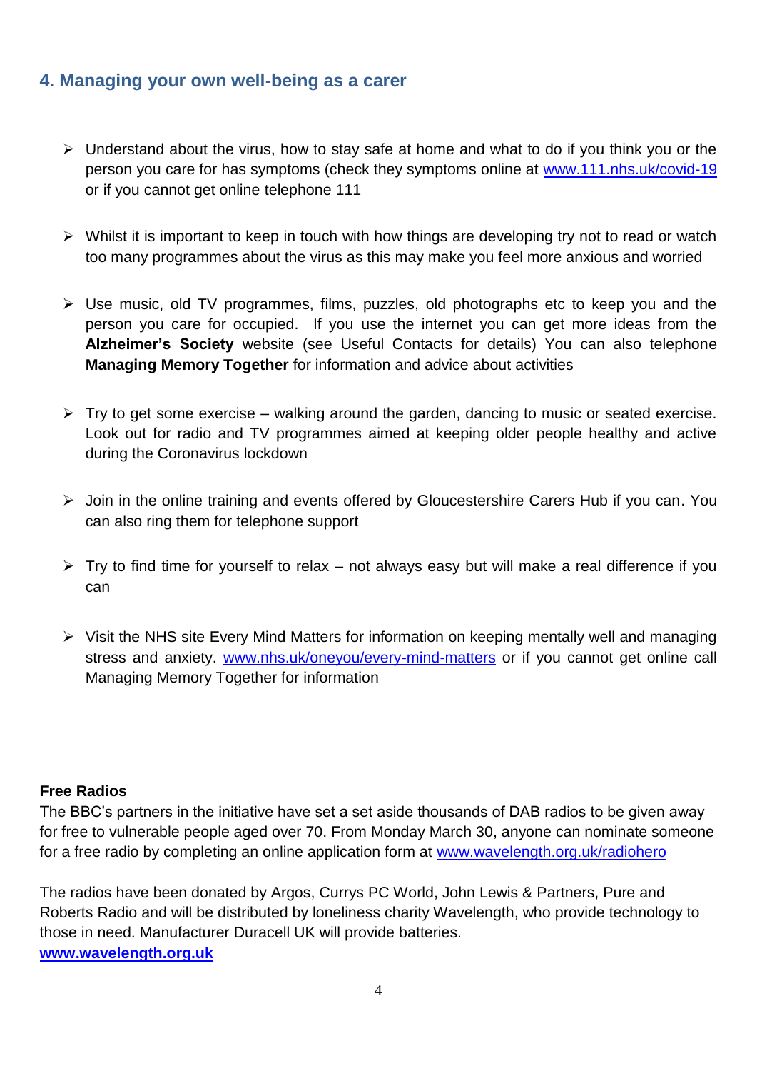## 4. Managing your own well-being as a carer

- Understand about the virus, how to stay safe at home and what to do if you think you or the person you care for has symptoms (check they symptoms online at www.111.nhs.uk/covid-19 or if you cannot get online telephone 111

- Whilst it is important to keep in touch with how things are developing try not to read or watch too many programmes about the virus as this may make you feel more anxious and worried

- Use music, old TV programmes, films, puzzles, old photographs etc to keep you and the person you care for occupied. If you use the internet you can get more ideas from the **Alzheimer's Society** website (see Useful Contacts for details) You can also telephone **Managing Memory Together** for information and advice about activities

- Try to get some exercise – walking around the garden, dancing to music or seated exercise. Look out for radio and TV programmes aimed at keeping older people healthy and active during the Coronavirus lockdown

- Join in the online training and events offered by Gloucestershire Carers Hub if you can. You can also ring them for telephone support

- Try to find time for yourself to relax – not always easy but will make a real difference if you can

- Visit the NHS site Every Mind Matters for information on keeping mentally well and managing stress and anxiety. www.nhs.uk/oneyou/every-mind-matters or if you cannot get online call Managing Memory Together for information

**Free Radios**

The BBC's partners in the initiative have set a set aside thousands of DAB radios to be given away for free to vulnerable people aged over 70. From Monday March 30, anyone can nominate someone for a free radio by completing an online application form at www.wavelength.org.uk/radiohero

The radios have been donated by Argos, Currys PC World, John Lewis & Partners, Pure and Roberts Radio and will be distributed by loneliness charity Wavelength, who provide technology to those in need. Manufacturer Duracell UK will provide batteries.
**www.wavelength.org.uk**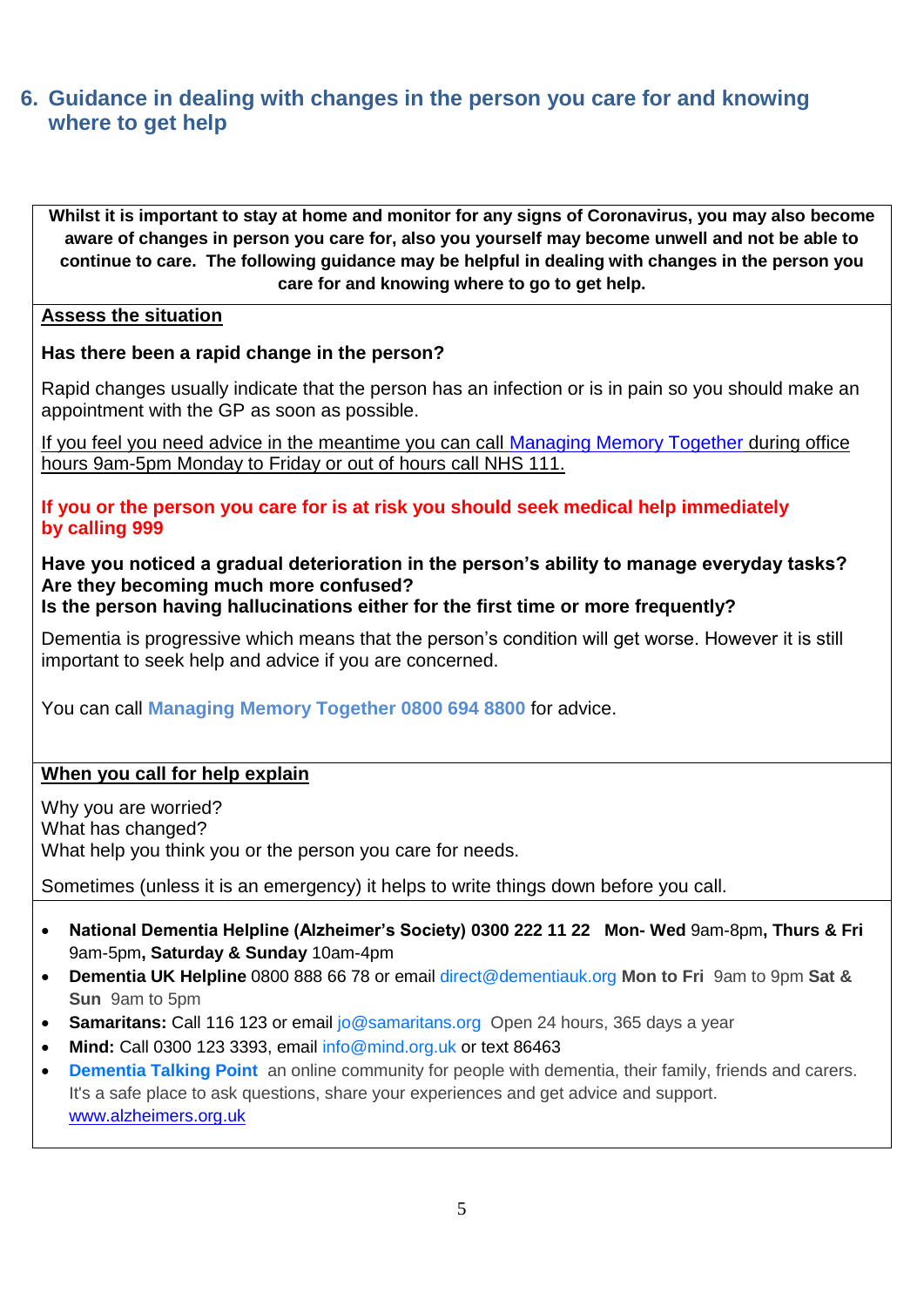## 6. Guidance in dealing with changes in the person you care for and knowing where to get help

**Whilst it is important to stay at home and monitor for any signs of Coronavirus, you may also become aware of changes in person you care for, also you yourself may become unwell and not be able to continue to care. The following guidance may be helpful in dealing with changes in the person you care for and knowing where to go to get help.**

**Assess the situation**

**Has there been a rapid change in the person?**

Rapid changes usually indicate that the person has an infection or is in pain so you should make an appointment with the GP as soon as possible.

If you feel you need advice in the meantime you can call Managing Memory Together during office hours 9am-5pm Monday to Friday or out of hours call NHS 111.

**If you or the person you care for is at risk you should seek medical help immediately by calling 999**

**Have you noticed a gradual deterioration in the person's ability to manage everyday tasks?**
**Are they becoming much more confused?**
**Is the person having hallucinations either for the first time or more frequently?**

Dementia is progressive which means that the person's condition will get worse. However it is still important to seek help and advice if you are concerned.

You can call **Managing Memory Together 0800 694 8800** for advice.

**When you call for help explain**

Why you are worried?
What has changed?
What help you think you or the person you care for needs.

Sometimes (unless it is an emergency) it helps to write things down before you call.

- **National Dementia Helpline (Alzheimer's Society) 0300 222 11 22 Mon- Wed** 9am-8pm**, Thurs & Fri** 9am-5pm**, Saturday & Sunday** 10am-4pm
- **Dementia UK Helpline** 0800 888 66 78 or email direct@dementiauk.org **Mon to Fri** 9am to 9pm **Sat & Sun** 9am to 5pm
- **Samaritans:** Call 116 123 or email jo@samaritans.org Open 24 hours, 365 days a year
- **Mind:** Call 0300 123 3393, email info@mind.org.uk or text 86463
- **Dementia Talking Point** an online community for people with dementia, their family, friends and carers. It's a safe place to ask questions, share your experiences and get advice and support. www.alzheimers.org.uk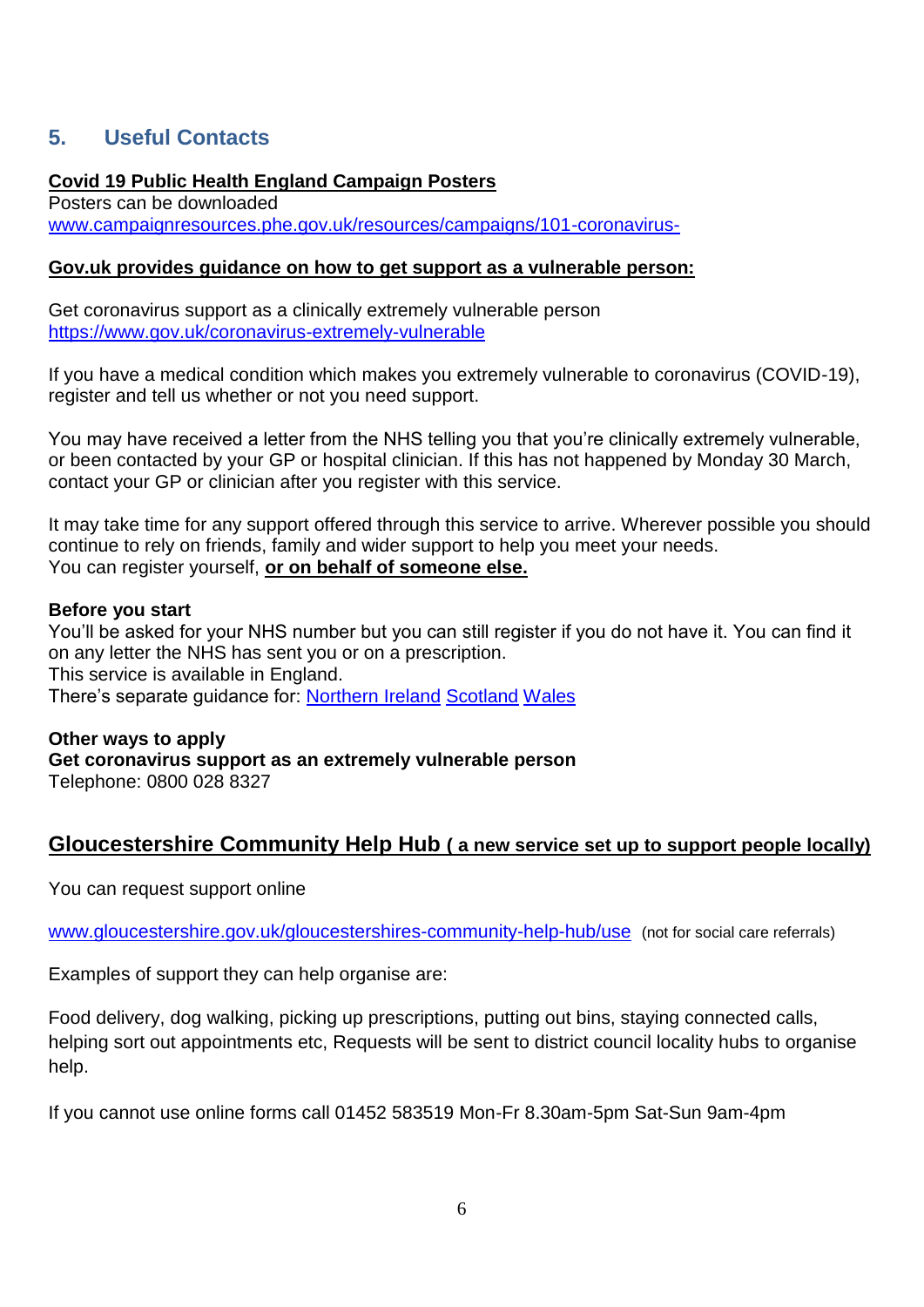## 5. Useful Contacts

**Covid 19 Public Health England Campaign Posters**

Posters can be downloaded
www.campaignresources.phe.gov.uk/resources/campaigns/101-coronavirus-

**Gov.uk provides guidance on how to get support as a vulnerable person:**

Get coronavirus support as a clinically extremely vulnerable person
https://www.gov.uk/coronavirus-extremely-vulnerable

If you have a medical condition which makes you extremely vulnerable to coronavirus (COVID-19), register and tell us whether or not you need support.

You may have received a letter from the NHS telling you that you're clinically extremely vulnerable, or been contacted by your GP or hospital clinician. If this has not happened by Monday 30 March, contact your GP or clinician after you register with this service.

It may take time for any support offered through this service to arrive. Wherever possible you should continue to rely on friends, family and wider support to help you meet your needs.
You can register yourself, **or on behalf of someone else.**

**Before you start**
You'll be asked for your NHS number but you can still register if you do not have it. You can find it on any letter the NHS has sent you or on a prescription.
This service is available in England.
There's separate guidance for: Northern Ireland Scotland Wales

**Other ways to apply**
**Get coronavirus support as an extremely vulnerable person**
Telephone: 0800 028 8327

## Gloucestershire Community Help Hub ( a new service set up to support people locally)

You can request support online

www.gloucestershire.gov.uk/gloucestershires-community-help-hub/use (not for social care referrals)

Examples of support they can help organise are:

Food delivery, dog walking, picking up prescriptions, putting out bins, staying connected calls, helping sort out appointments etc, Requests will be sent to district council locality hubs to organise help.

If you cannot use online forms call 01452 583519 Mon-Fr 8.30am-5pm Sat-Sun 9am-4pm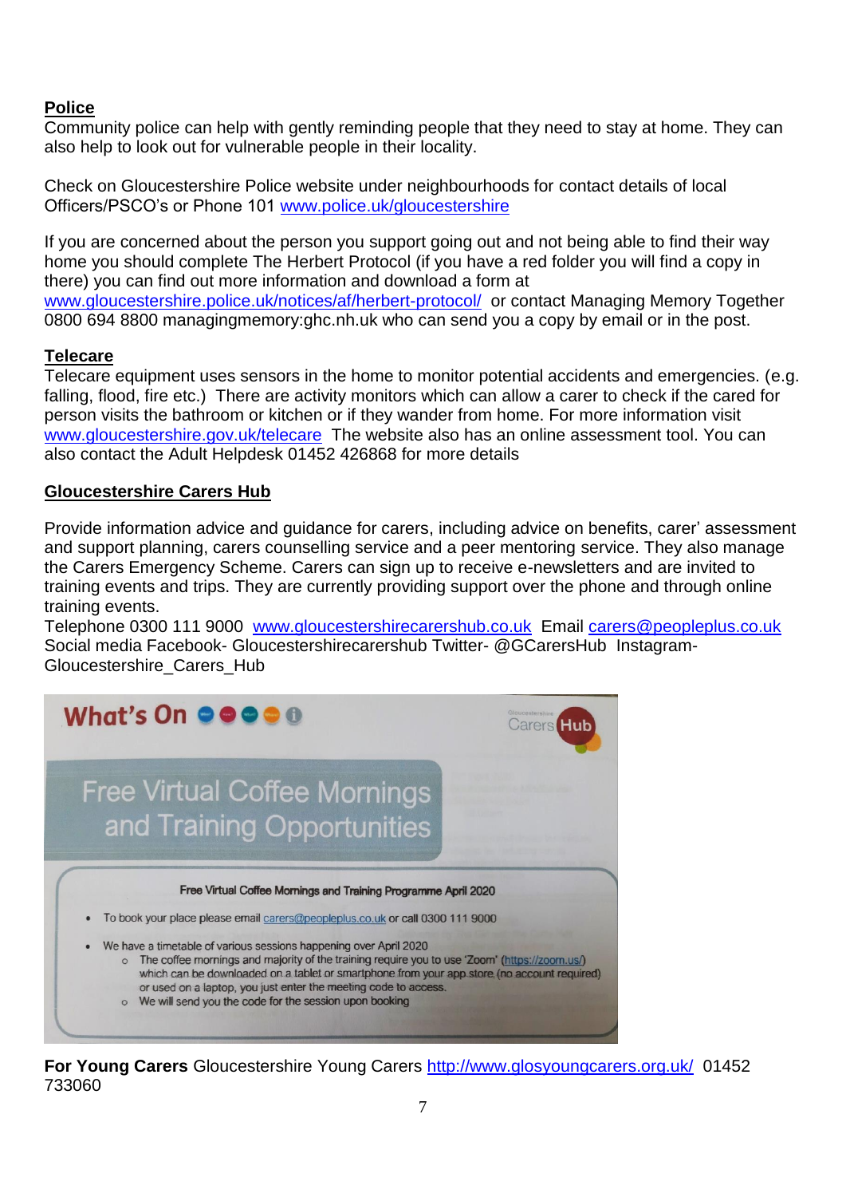**Police**

Community police can help with gently reminding people that they need to stay at home. They can also help to look out for vulnerable people in their locality.

Check on Gloucestershire Police website under neighbourhoods for contact details of local Officers/PSCO's or Phone 101 www.police.uk/gloucestershire

If you are concerned about the person you support going out and not being able to find their way home you should complete The Herbert Protocol (if you have a red folder you will find a copy in there) you can find out more information and download a form at www.gloucestershire.police.uk/notices/af/herbert-protocol/ or contact Managing Memory Together 0800 694 8800 managingmemory:ghc.nh.uk who can send you a copy by email or in the post.

**Telecare**

Telecare equipment uses sensors in the home to monitor potential accidents and emergencies. (e.g. falling, flood, fire etc.) There are activity monitors which can allow a carer to check if the cared for person visits the bathroom or kitchen or if they wander from home. For more information visit www.gloucestershire.gov.uk/telecare The website also has an online assessment tool. You can also contact the Adult Helpdesk 01452 426868 for more details

**Gloucestershire Carers Hub**

Provide information advice and guidance for carers, including advice on benefits, carer' assessment and support planning, carers counselling service and a peer mentoring service. They also manage the Carers Emergency Scheme. Carers can sign up to receive e-newsletters and are invited to training events and trips. They are currently providing support over the phone and through online training events.

Telephone 0300 111 9000 www.gloucestershirecarershub.co.uk Email carers@peopleplus.co.uk
Social media Facebook- Gloucestershirecarershub Twitter- @GCarersHub Instagram- Gloucestershire_Carers_Hub

**What's On**

Gloucestershire Carers Hub

**Free Virtual Coffee Mornings and Training Opportunities**

**Free Virtual Coffee Mornings and Training Programme April 2020**

- To book your place please email carers@peopleplus.co.uk or call 0300 111 9000
- We have a timetable of various sessions happening over April 2020
  - The coffee mornings and majority of the training require you to use 'Zoom' (https://zoom.us/) which can be downloaded on a tablet or smartphone from your app store (no account required) or used on a laptop, you just enter the meeting code to access.
  - We will send you the code for the session upon booking

**For Young Carers** Gloucestershire Young Carers http://www.glosyoungcarers.org.uk/ 01452 733060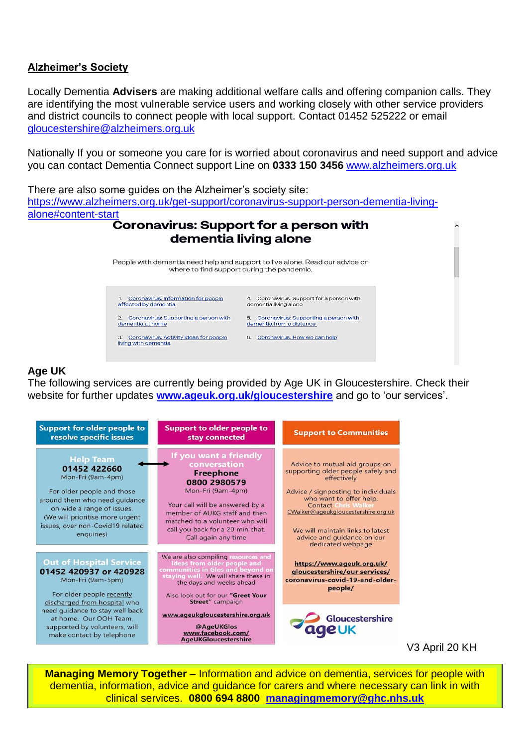## Alzheimer's Society

Locally Dementia **Advisers** are making additional welfare calls and offering companion calls. They are identifying the most vulnerable service users and working closely with other service providers and district councils to connect people with local support. Contact 01452 525222 or email gloucestershire@alzheimers.org.uk

Nationally If you or someone you care for is worried about coronavirus and need support and advice you can contact Dementia Connect support Line on **0333 150 3456** www.alzheimers.org.uk

There are also some guides on the Alzheimer's society site: https://www.alzheimers.org.uk/get-support/coronavirus-support-person-dementia-living-alone#content-start

**Coronavirus: Support for a person with dementia living alone**

People with dementia need help and support to live alone. Read our advice on where to find support during the pandemic.

1. Coronavirus: Information for people affected by dementia
2. Coronavirus: Supporting a person with dementia at home
3. Coronavirus: Activity ideas for people living with dementia
4. Coronavirus: Support for a person with dementia living alone
5. Coronavirus: Supporting a person with dementia from a distance
6. Coronavirus: How we can help

## Age UK

The following services are currently being provided by Age UK in Gloucestershire. Check their website for further updates **www.ageuk.org.uk/gloucestershire** and go to 'our services'.

**Support for older people to resolve specific issues**

**Help Team**
**01452 422660**
Mon-Fri (9am-4pm)

For older people and those around them who need guidance on wide a range of issues. (We will prioritise more urgent issues, over non-Covid19 related enquiries)

**Out of Hospital Service**
**01452 420937 or 420928**
Mon-Fri (9am-5pm)

For older people recently discharged from hospital who need guidance to stay well back at home. Our OOH Team, supported by volunteers, will make contact by telephone

**Support to older people to stay connected**

**If you want a friendly conversation**
**Freephone**
**0800 2980579**
Mon-Fri (9am-4pm)

Your call will be answered by a member of AUKG staff and then matched to a volunteer who will call you back for a 20 min chat. Call again any time

We are also compiling resources and ideas from older people and communities in Glos and beyond on staying well. We will share these in the days and weeks ahead

Also look out for our **"Greet Your Street"** campaign

**www.ageukgloucestershire.org.uk**

**@AgeUKGlos**
**www.facebook.com/AgeUKGloucestershire**

**Support to Communities**

Advice to mutual aid groups on supporting older people safely and effectively

Advice / signposting to individuals who want to offer help. Contact Chris Walker CWalker@ageukgloucestershire.org.uk

We will maintain links to latest advice and guidance on our dedicated webpage

**https://www.ageuk.org.uk/gloucestershire/our services/coronavirus-covid-19-and-older-people/**

Gloucestershire age UK

V3 April 20 KH

**Managing Memory Together** – Information and advice on dementia, services for people with dementia, information, advice and guidance for carers and where necessary can link in with clinical services. **0800 694 8800** **managingmemory@ghc.nhs.uk**